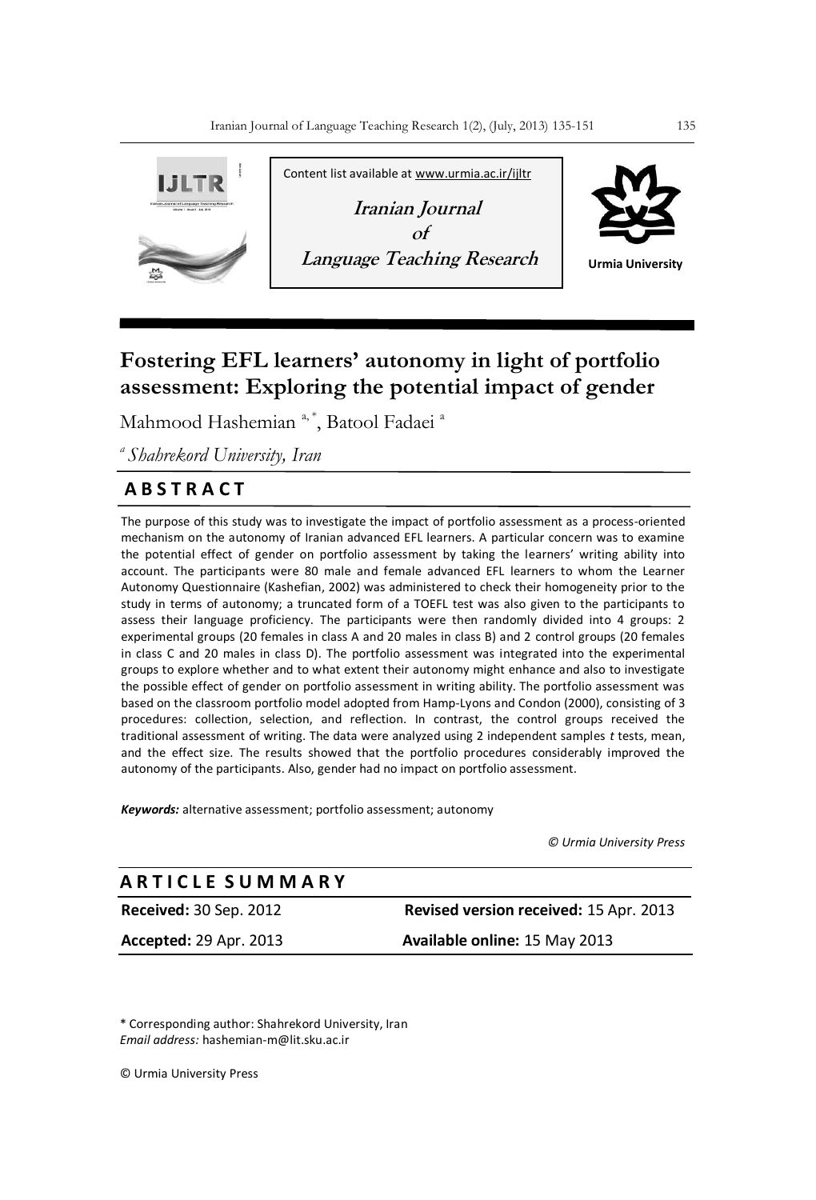Content list available at www.urmia.ac.ir/ijltr

**Iranian Journal of Language Teaching Research**

Urmia University

# Fostering EFL learners' autonomy in light of portfolio assessment: Exploring the potential impact of gender

Mahmood Hashemian [a, *], Batool Fadaei [a]

[a] *Shahrekord University, Iran*

## ABSTRACT

The purpose of this study was to investigate the impact of portfolio assessment as a process-oriented mechanism on the autonomy of Iranian advanced EFL learners. A particular concern was to examine the potential effect of gender on portfolio assessment by taking the learners' writing ability into account. The participants were 80 male and female advanced EFL learners to whom the Learner Autonomy Questionnaire (Kashefian, 2002) was administered to check their homogeneity prior to the study in terms of autonomy; a truncated form of a TOEFL test was also given to the participants to assess their language proficiency. The participants were then randomly divided into 4 groups: 2 experimental groups (20 females in class A and 20 males in class B) and 2 control groups (20 females in class C and 20 males in class D). The portfolio assessment was integrated into the experimental groups to explore whether and to what extent their autonomy might enhance and also to investigate the possible effect of gender on portfolio assessment in writing ability. The portfolio assessment was based on the classroom portfolio model adopted from Hamp-Lyons and Condon (2000), consisting of 3 procedures: collection, selection, and reflection. In contrast, the control groups received the traditional assessment of writing. The data were analyzed using 2 independent samples *t* tests, mean, and the effect size. The results showed that the portfolio procedures considerably improved the autonomy of the participants. Also, gender had no impact on portfolio assessment.

***Keywords:*** alternative assessment; portfolio assessment; autonomy

*© Urmia University Press*

## ARTICLE SUMMARY

| | |
|---|---|
| **Received:** 30 Sep. 2012 | **Revised version received:** 15 Apr. 2013 |
| **Accepted:** 29 Apr. 2013 | **Available online:** 15 May 2013 |

\* Corresponding author: Shahrekord University, Iran
*Email address:* hashemian-m@lit.sku.ac.ir

© Urmia University Press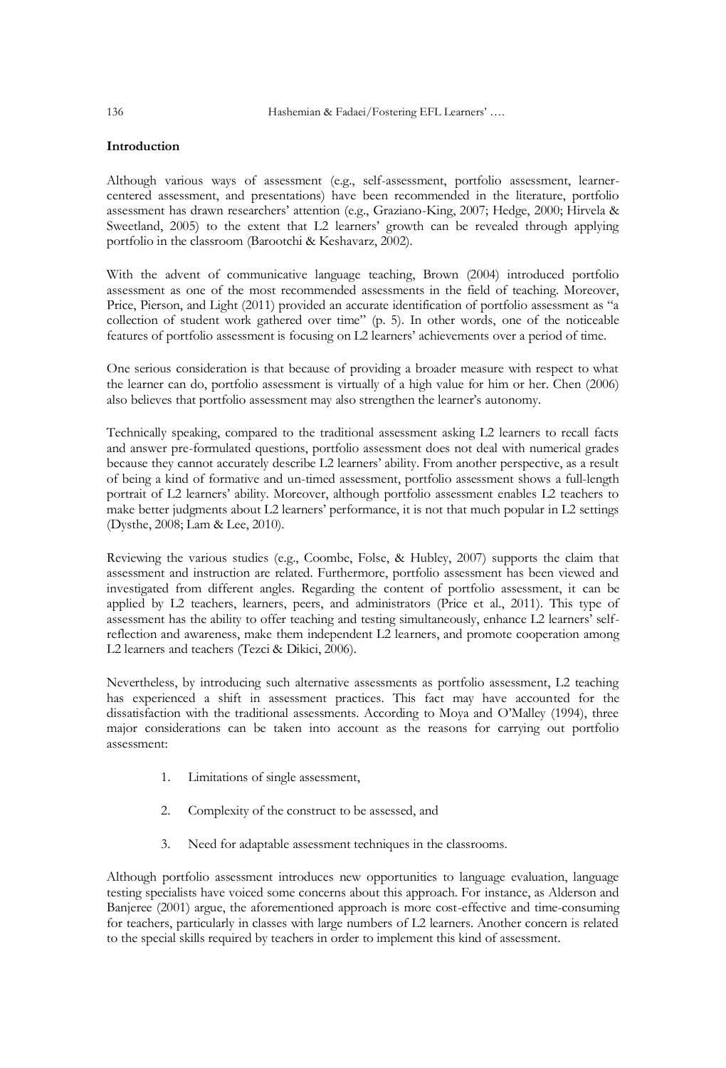**Introduction**

Although various ways of assessment (e.g., self-assessment, portfolio assessment, learner-centered assessment, and presentations) have been recommended in the literature, portfolio assessment has drawn researchers' attention (e.g., Graziano-King, 2007; Hedge, 2000; Hirvela & Sweetland, 2005) to the extent that L2 learners' growth can be revealed through applying portfolio in the classroom (Barootchi & Keshavarz, 2002).

With the advent of communicative language teaching, Brown (2004) introduced portfolio assessment as one of the most recommended assessments in the field of teaching. Moreover, Price, Pierson, and Light (2011) provided an accurate identification of portfolio assessment as "a collection of student work gathered over time" (p. 5). In other words, one of the noticeable features of portfolio assessment is focusing on L2 learners' achievements over a period of time.

One serious consideration is that because of providing a broader measure with respect to what the learner can do, portfolio assessment is virtually of a high value for him or her. Chen (2006) also believes that portfolio assessment may also strengthen the learner's autonomy.

Technically speaking, compared to the traditional assessment asking L2 learners to recall facts and answer pre-formulated questions, portfolio assessment does not deal with numerical grades because they cannot accurately describe L2 learners' ability. From another perspective, as a result of being a kind of formative and un-timed assessment, portfolio assessment shows a full-length portrait of L2 learners' ability. Moreover, although portfolio assessment enables L2 teachers to make better judgments about L2 learners' performance, it is not that much popular in L2 settings (Dysthe, 2008; Lam & Lee, 2010).

Reviewing the various studies (e.g., Coombe, Folse, & Hubley, 2007) supports the claim that assessment and instruction are related. Furthermore, portfolio assessment has been viewed and investigated from different angles. Regarding the content of portfolio assessment, it can be applied by L2 teachers, learners, peers, and administrators (Price et al., 2011). This type of assessment has the ability to offer teaching and testing simultaneously, enhance L2 learners' self-reflection and awareness, make them independent L2 learners, and promote cooperation among L2 learners and teachers (Tezci & Dikici, 2006).

Nevertheless, by introducing such alternative assessments as portfolio assessment, L2 teaching has experienced a shift in assessment practices. This fact may have accounted for the dissatisfaction with the traditional assessments. According to Moya and O'Malley (1994), three major considerations can be taken into account as the reasons for carrying out portfolio assessment:

1. Limitations of single assessment,
2. Complexity of the construct to be assessed, and
3. Need for adaptable assessment techniques in the classrooms.

Although portfolio assessment introduces new opportunities to language evaluation, language testing specialists have voiced some concerns about this approach. For instance, as Alderson and Banjeree (2001) argue, the aforementioned approach is more cost-effective and time-consuming for teachers, particularly in classes with large numbers of L2 learners. Another concern is related to the special skills required by teachers in order to implement this kind of assessment.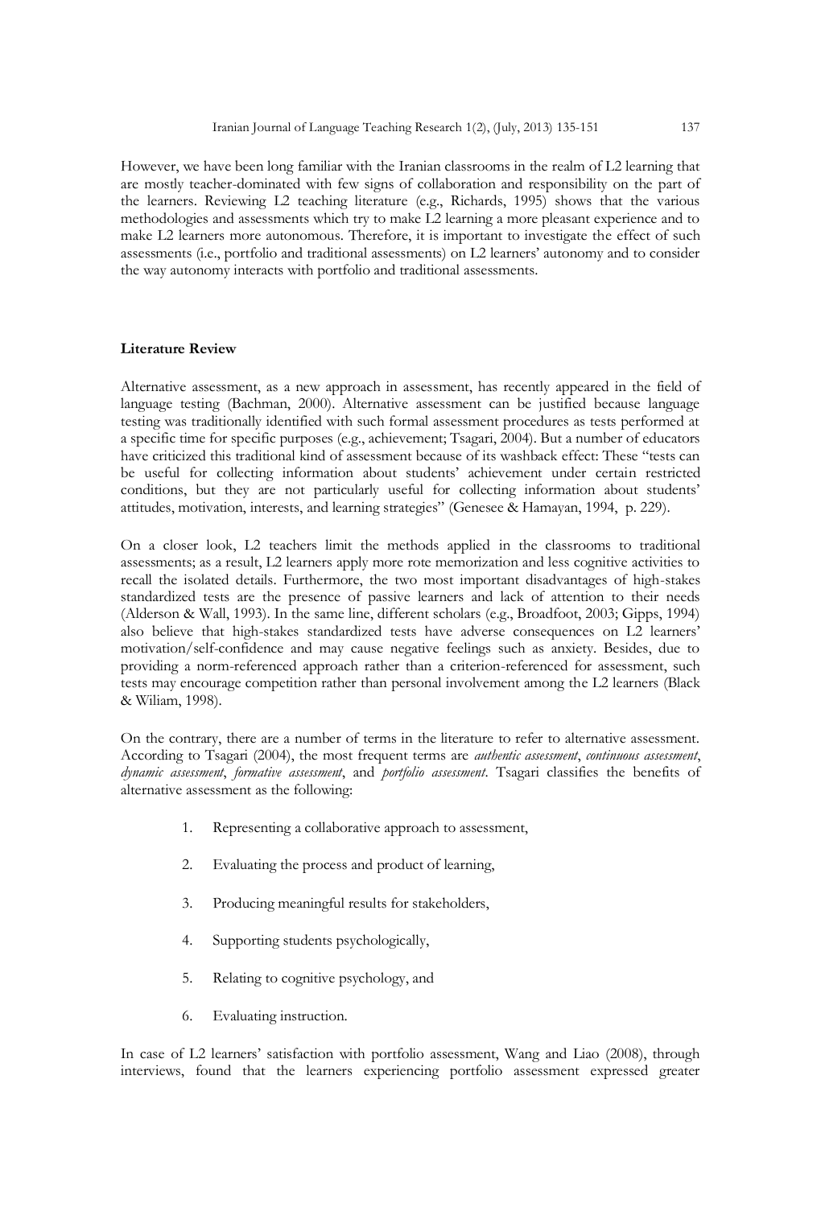However, we have been long familiar with the Iranian classrooms in the realm of L2 learning that are mostly teacher-dominated with few signs of collaboration and responsibility on the part of the learners. Reviewing L2 teaching literature (e.g., Richards, 1995) shows that the various methodologies and assessments which try to make L2 learning a more pleasant experience and to make L2 learners more autonomous. Therefore, it is important to investigate the effect of such assessments (i.e., portfolio and traditional assessments) on L2 learners' autonomy and to consider the way autonomy interacts with portfolio and traditional assessments.

**Literature Review**

Alternative assessment, as a new approach in assessment, has recently appeared in the field of language testing (Bachman, 2000). Alternative assessment can be justified because language testing was traditionally identified with such formal assessment procedures as tests performed at a specific time for specific purposes (e.g., achievement; Tsagari, 2004). But a number of educators have criticized this traditional kind of assessment because of its washback effect: These "tests can be useful for collecting information about students' achievement under certain restricted conditions, but they are not particularly useful for collecting information about students' attitudes, motivation, interests, and learning strategies" (Genesee & Hamayan, 1994, p. 229).

On a closer look, L2 teachers limit the methods applied in the classrooms to traditional assessments; as a result, L2 learners apply more rote memorization and less cognitive activities to recall the isolated details. Furthermore, the two most important disadvantages of high-stakes standardized tests are the presence of passive learners and lack of attention to their needs (Alderson & Wall, 1993). In the same line, different scholars (e.g., Broadfoot, 2003; Gipps, 1994) also believe that high-stakes standardized tests have adverse consequences on L2 learners' motivation/self-confidence and may cause negative feelings such as anxiety. Besides, due to providing a norm-referenced approach rather than a criterion-referenced for assessment, such tests may encourage competition rather than personal involvement among the L2 learners (Black & Wiliam, 1998).

On the contrary, there are a number of terms in the literature to refer to alternative assessment. According to Tsagari (2004), the most frequent terms are *authentic assessment*, *continuous assessment*, *dynamic assessment*, *formative assessment*, and *portfolio assessment*. Tsagari classifies the benefits of alternative assessment as the following:

1. Representing a collaborative approach to assessment,
2. Evaluating the process and product of learning,
3. Producing meaningful results for stakeholders,
4. Supporting students psychologically,
5. Relating to cognitive psychology, and
6. Evaluating instruction.

In case of L2 learners' satisfaction with portfolio assessment, Wang and Liao (2008), through interviews, found that the learners experiencing portfolio assessment expressed greater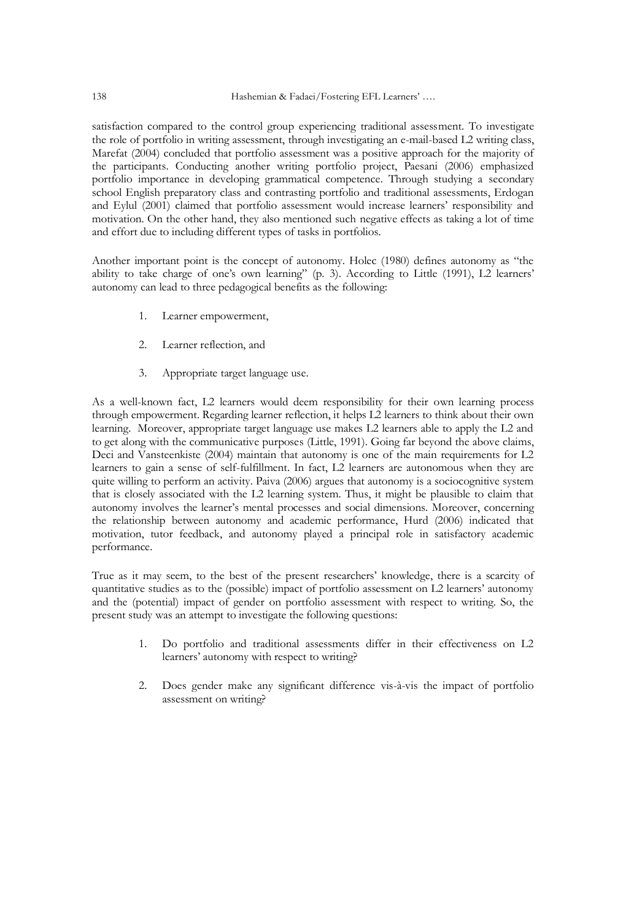satisfaction compared to the control group experiencing traditional assessment. To investigate the role of portfolio in writing assessment, through investigating an e-mail-based L2 writing class, Marefat (2004) concluded that portfolio assessment was a positive approach for the majority of the participants. Conducting another writing portfolio project, Paesani (2006) emphasized portfolio importance in developing grammatical competence. Through studying a secondary school English preparatory class and contrasting portfolio and traditional assessments, Erdogan and Eylul (2001) claimed that portfolio assessment would increase learners' responsibility and motivation. On the other hand, they also mentioned such negative effects as taking a lot of time and effort due to including different types of tasks in portfolios.

Another important point is the concept of autonomy. Holec (1980) defines autonomy as "the ability to take charge of one's own learning" (p. 3). According to Little (1991), L2 learners' autonomy can lead to three pedagogical benefits as the following:

1. Learner empowerment,
2. Learner reflection, and
3. Appropriate target language use.

As a well-known fact, L2 learners would deem responsibility for their own learning process through empowerment. Regarding learner reflection, it helps L2 learners to think about their own learning. Moreover, appropriate target language use makes L2 learners able to apply the L2 and to get along with the communicative purposes (Little, 1991). Going far beyond the above claims, Deci and Vansteenkiste (2004) maintain that autonomy is one of the main requirements for L2 learners to gain a sense of self-fulfillment. In fact, L2 learners are autonomous when they are quite willing to perform an activity. Paiva (2006) argues that autonomy is a sociocognitive system that is closely associated with the L2 learning system. Thus, it might be plausible to claim that autonomy involves the learner's mental processes and social dimensions. Moreover, concerning the relationship between autonomy and academic performance, Hurd (2006) indicated that motivation, tutor feedback, and autonomy played a principal role in satisfactory academic performance.

True as it may seem, to the best of the present researchers' knowledge, there is a scarcity of quantitative studies as to the (possible) impact of portfolio assessment on L2 learners' autonomy and the (potential) impact of gender on portfolio assessment with respect to writing. So, the present study was an attempt to investigate the following questions:

1. Do portfolio and traditional assessments differ in their effectiveness on L2 learners' autonomy with respect to writing?
2. Does gender make any significant difference vis-à-vis the impact of portfolio assessment on writing?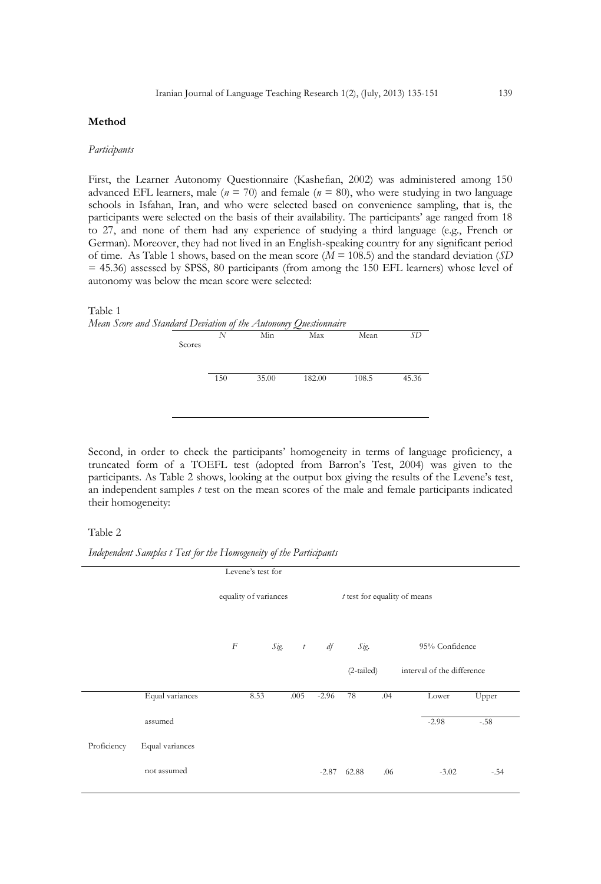## Method

*Participants*

First, the Learner Autonomy Questionnaire (Kashefian, 2002) was administered among 150 advanced EFL learners, male ($n$ = 70) and female ($n$ = 80), who were studying in two language schools in Isfahan, Iran, and who were selected based on convenience sampling, that is, the participants were selected on the basis of their availability. The participants' age ranged from 18 to 27, and none of them had any experience of studying a third language (e.g., French or German). Moreover, they had not lived in an English-speaking country for any significant period of time. As Table 1 shows, based on the mean score ($M$ = 108.5) and the standard deviation ($SD$ = 45.36) assessed by SPSS, 80 participants (from among the 150 EFL learners) whose level of autonomy was below the mean score were selected:

Table 1

*Mean Score and Standard Deviation of the Autonomy Questionnaire*

| | *N* | Min | Max | Mean | *SD* |
|---|---|---|---|---|---|
| Scores | 150 | 35.00 | 182.00 | 108.5 | 45.36 |

Second, in order to check the participants' homogeneity in terms of language proficiency, a truncated form of a TOEFL test (adopted from Barron's Test, 2004) was given to the participants. As Table 2 shows, looking at the output box giving the results of the Levene's test, an independent samples *t* test on the mean scores of the male and female participants indicated their homogeneity:

Table 2

*Independent Samples t Test for the Homogeneity of the Participants*

| | | Levene's test for equality of variances | | *t* test for equality of means | | | | |
|---|---|---|---|---|---|---|---|---|
| | | *F* | *Sig.* | *t* | *df* | *Sig.* (2-tailed) | 95% Confidence interval of the difference | |
| | | | | | | | Lower | Upper |
| Proficiency | Equal variances assumed | 8.53 | .005 | -2.96 | 78 | .04 | -2.98 | -.58 |
| | Equal variances not assumed | | | -2.87 | 62.88 | .06 | -3.02 | -.54 |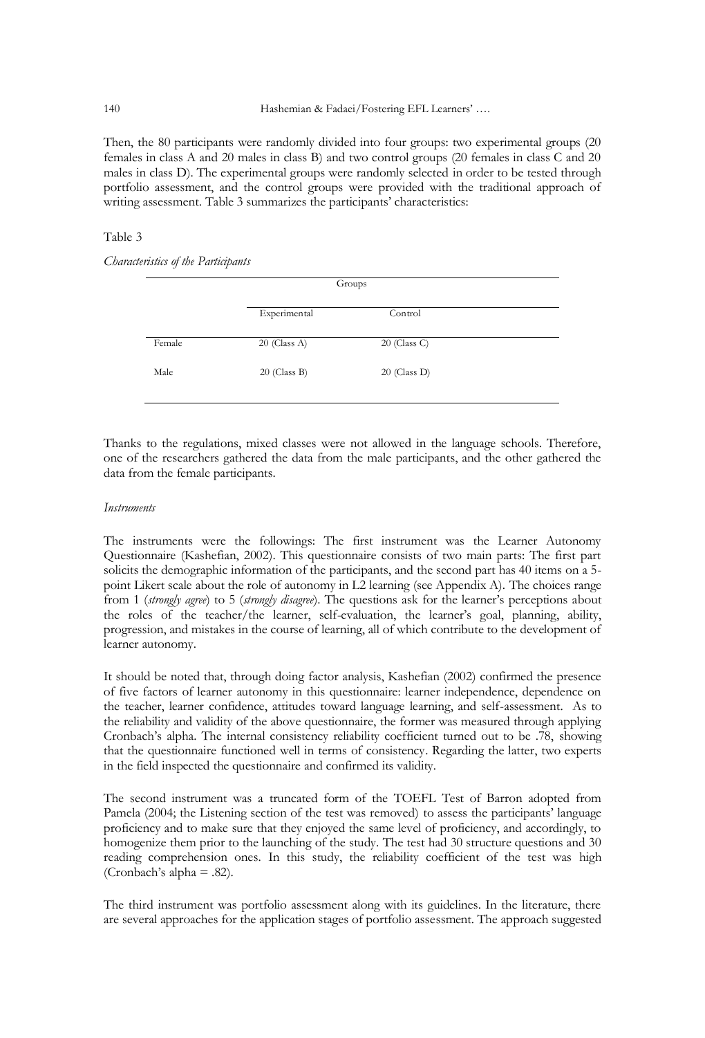Then, the 80 participants were randomly divided into four groups: two experimental groups (20 females in class A and 20 males in class B) and two control groups (20 females in class C and 20 males in class D). The experimental groups were randomly selected in order to be tested through portfolio assessment, and the control groups were provided with the traditional approach of writing assessment. Table 3 summarizes the participants' characteristics:

Table 3

*Characteristics of the Participants*

| | Groups | |
|---|---|---|
| | Experimental | Control |
| Female | 20 (Class A) | 20 (Class C) |
| Male | 20 (Class B) | 20 (Class D) |

Thanks to the regulations, mixed classes were not allowed in the language schools. Therefore, one of the researchers gathered the data from the male participants, and the other gathered the data from the female participants.

*Instruments*

The instruments were the followings: The first instrument was the Learner Autonomy Questionnaire (Kashefian, 2002). This questionnaire consists of two main parts: The first part solicits the demographic information of the participants, and the second part has 40 items on a 5-point Likert scale about the role of autonomy in L2 learning (see Appendix A). The choices range from 1 (*strongly agree*) to 5 (*strongly disagree*). The questions ask for the learner's perceptions about the roles of the teacher/the learner, self-evaluation, the learner's goal, planning, ability, progression, and mistakes in the course of learning, all of which contribute to the development of learner autonomy.

It should be noted that, through doing factor analysis, Kashefian (2002) confirmed the presence of five factors of learner autonomy in this questionnaire: learner independence, dependence on the teacher, learner confidence, attitudes toward language learning, and self-assessment. As to the reliability and validity of the above questionnaire, the former was measured through applying Cronbach's alpha. The internal consistency reliability coefficient turned out to be .78, showing that the questionnaire functioned well in terms of consistency. Regarding the latter, two experts in the field inspected the questionnaire and confirmed its validity.

The second instrument was a truncated form of the TOEFL Test of Barron adopted from Pamela (2004; the Listening section of the test was removed) to assess the participants' language proficiency and to make sure that they enjoyed the same level of proficiency, and accordingly, to homogenize them prior to the launching of the study. The test had 30 structure questions and 30 reading comprehension ones. In this study, the reliability coefficient of the test was high (Cronbach's alpha = .82).

The third instrument was portfolio assessment along with its guidelines. In the literature, there are several approaches for the application stages of portfolio assessment. The approach suggested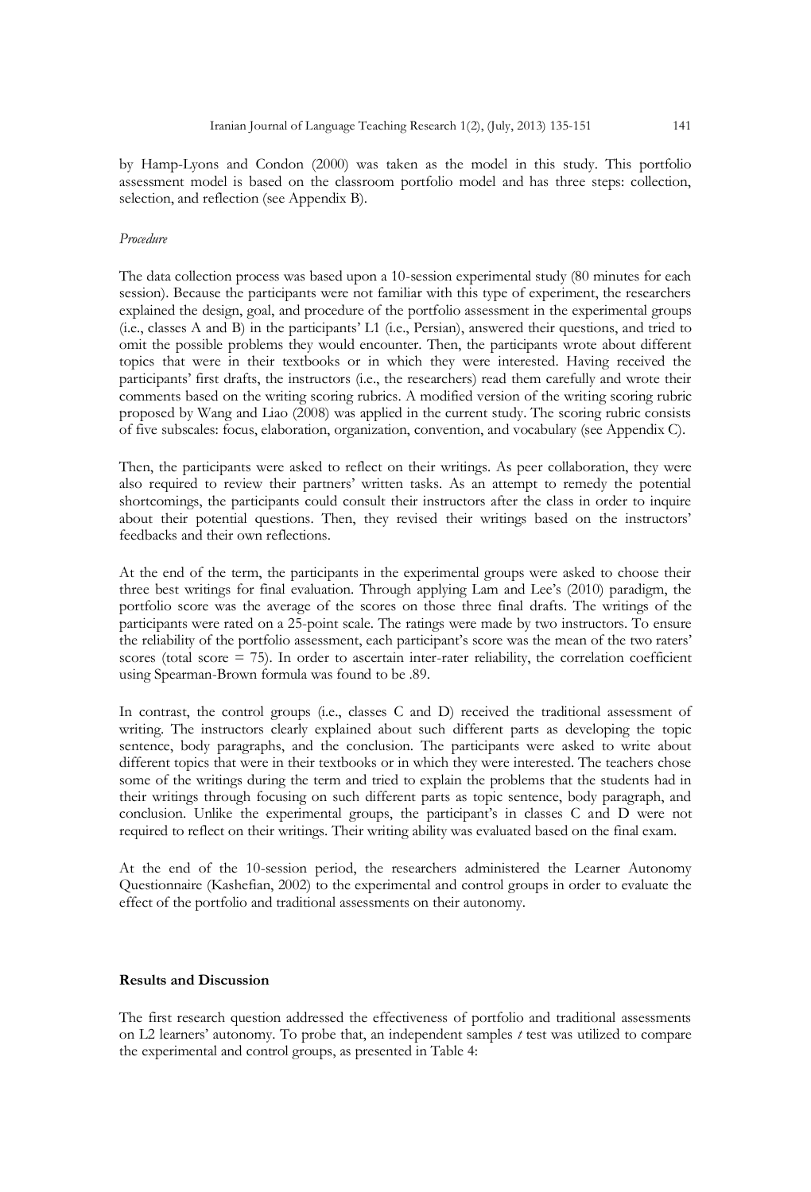by Hamp-Lyons and Condon (2000) was taken as the model in this study. This portfolio assessment model is based on the classroom portfolio model and has three steps: collection, selection, and reflection (see Appendix B).

*Procedure*

The data collection process was based upon a 10-session experimental study (80 minutes for each session). Because the participants were not familiar with this type of experiment, the researchers explained the design, goal, and procedure of the portfolio assessment in the experimental groups (i.e., classes A and B) in the participants' L1 (i.e., Persian), answered their questions, and tried to omit the possible problems they would encounter. Then, the participants wrote about different topics that were in their textbooks or in which they were interested. Having received the participants' first drafts, the instructors (i.e., the researchers) read them carefully and wrote their comments based on the writing scoring rubrics. A modified version of the writing scoring rubric proposed by Wang and Liao (2008) was applied in the current study. The scoring rubric consists of five subscales: focus, elaboration, organization, convention, and vocabulary (see Appendix C).

Then, the participants were asked to reflect on their writings. As peer collaboration, they were also required to review their partners' written tasks. As an attempt to remedy the potential shortcomings, the participants could consult their instructors after the class in order to inquire about their potential questions. Then, they revised their writings based on the instructors' feedbacks and their own reflections.

At the end of the term, the participants in the experimental groups were asked to choose their three best writings for final evaluation. Through applying Lam and Lee's (2010) paradigm, the portfolio score was the average of the scores on those three final drafts. The writings of the participants were rated on a 25-point scale. The ratings were made by two instructors. To ensure the reliability of the portfolio assessment, each participant's score was the mean of the two raters' scores (total score = 75). In order to ascertain inter-rater reliability, the correlation coefficient using Spearman-Brown formula was found to be .89.

In contrast, the control groups (i.e., classes C and D) received the traditional assessment of writing. The instructors clearly explained about such different parts as developing the topic sentence, body paragraphs, and the conclusion. The participants were asked to write about different topics that were in their textbooks or in which they were interested. The teachers chose some of the writings during the term and tried to explain the problems that the students had in their writings through focusing on such different parts as topic sentence, body paragraph, and conclusion. Unlike the experimental groups, the participant's in classes C and D were not required to reflect on their writings. Their writing ability was evaluated based on the final exam.

At the end of the 10-session period, the researchers administered the Learner Autonomy Questionnaire (Kashefian, 2002) to the experimental and control groups in order to evaluate the effect of the portfolio and traditional assessments on their autonomy.

## Results and Discussion

The first research question addressed the effectiveness of portfolio and traditional assessments on L2 learners' autonomy. To probe that, an independent samples *t* test was utilized to compare the experimental and control groups, as presented in Table 4: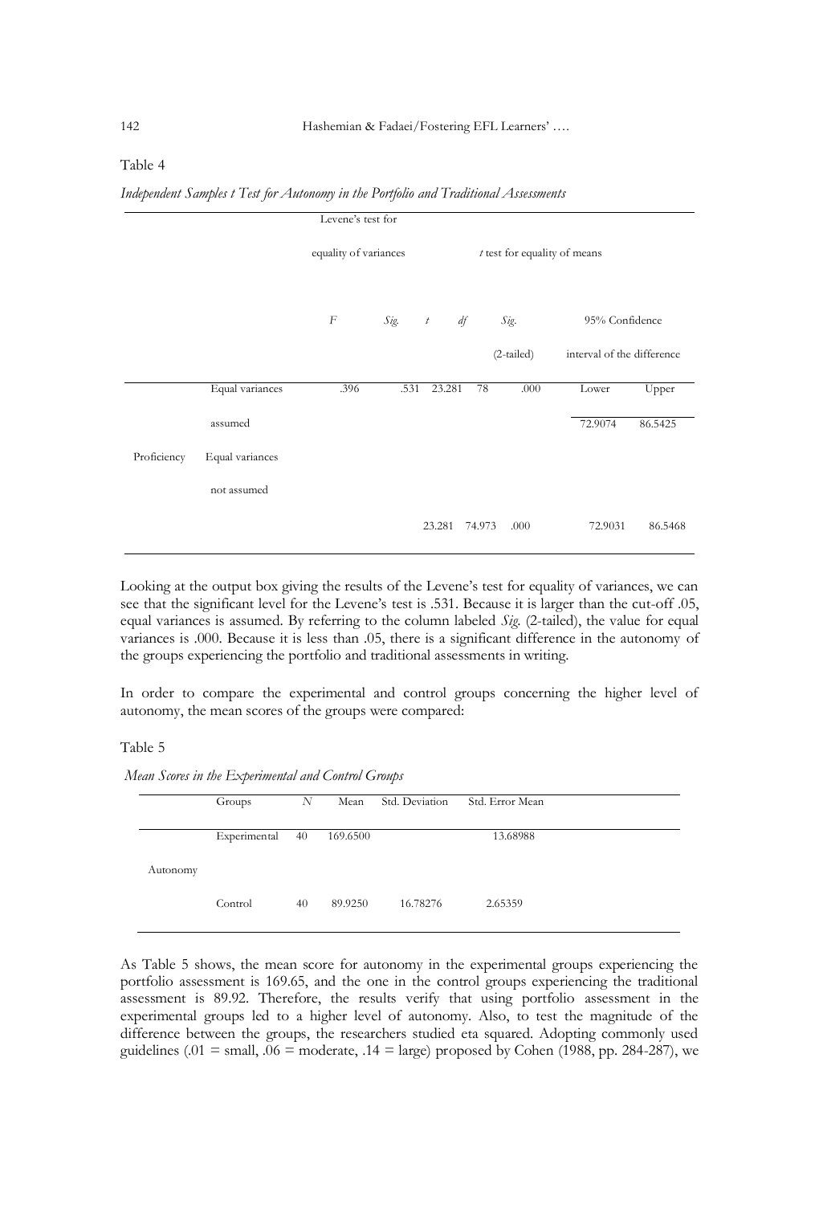Table 4

*Independent Samples t Test for Autonomy in the Portfolio and Traditional Assessments*

| | | Levene's test for equality of variances | | *t* test for equality of means | | | | |
|---|---|---|---|---|---|---|---|---|
| | | *F* | *Sig.* | *t* | *df* | *Sig.* (2-tailed) | 95% Confidence interval of the difference | |
| | | | | | | | Lower | Upper |
| Proficiency | Equal variances assumed | .396 | .531 | 23.281 | 78 | .000 | 72.9074 | 86.5425 |
| | Equal variances not assumed | | | 23.281 | 74.973 | .000 | 72.9031 | 86.5468 |

Looking at the output box giving the results of the Levene's test for equality of variances, we can see that the significant level for the Levene's test is .531. Because it is larger than the cut-off .05, equal variances is assumed. By referring to the column labeled *Sig.* (2-tailed), the value for equal variances is .000. Because it is less than .05, there is a significant difference in the autonomy of the groups experiencing the portfolio and traditional assessments in writing.

In order to compare the experimental and control groups concerning the higher level of autonomy, the mean scores of the groups were compared:

Table 5

*Mean Scores in the Experimental and Control Groups*

| | Groups | *N* | Mean | Std. Deviation | Std. Error Mean |
|---|---|---|---|---|---|
| Autonomy | Experimental | 40 | 169.6500 | | 13.68988 |
| | Control | 40 | 89.9250 | 16.78276 | 2.65359 |

As Table 5 shows, the mean score for autonomy in the experimental groups experiencing the portfolio assessment is 169.65, and the one in the control groups experiencing the traditional assessment is 89.92. Therefore, the results verify that using portfolio assessment in the experimental groups led to a higher level of autonomy. Also, to test the magnitude of the difference between the groups, the researchers studied eta squared. Adopting commonly used guidelines (.01 = small, .06 = moderate, .14 = large) proposed by Cohen (1988, pp. 284-287), we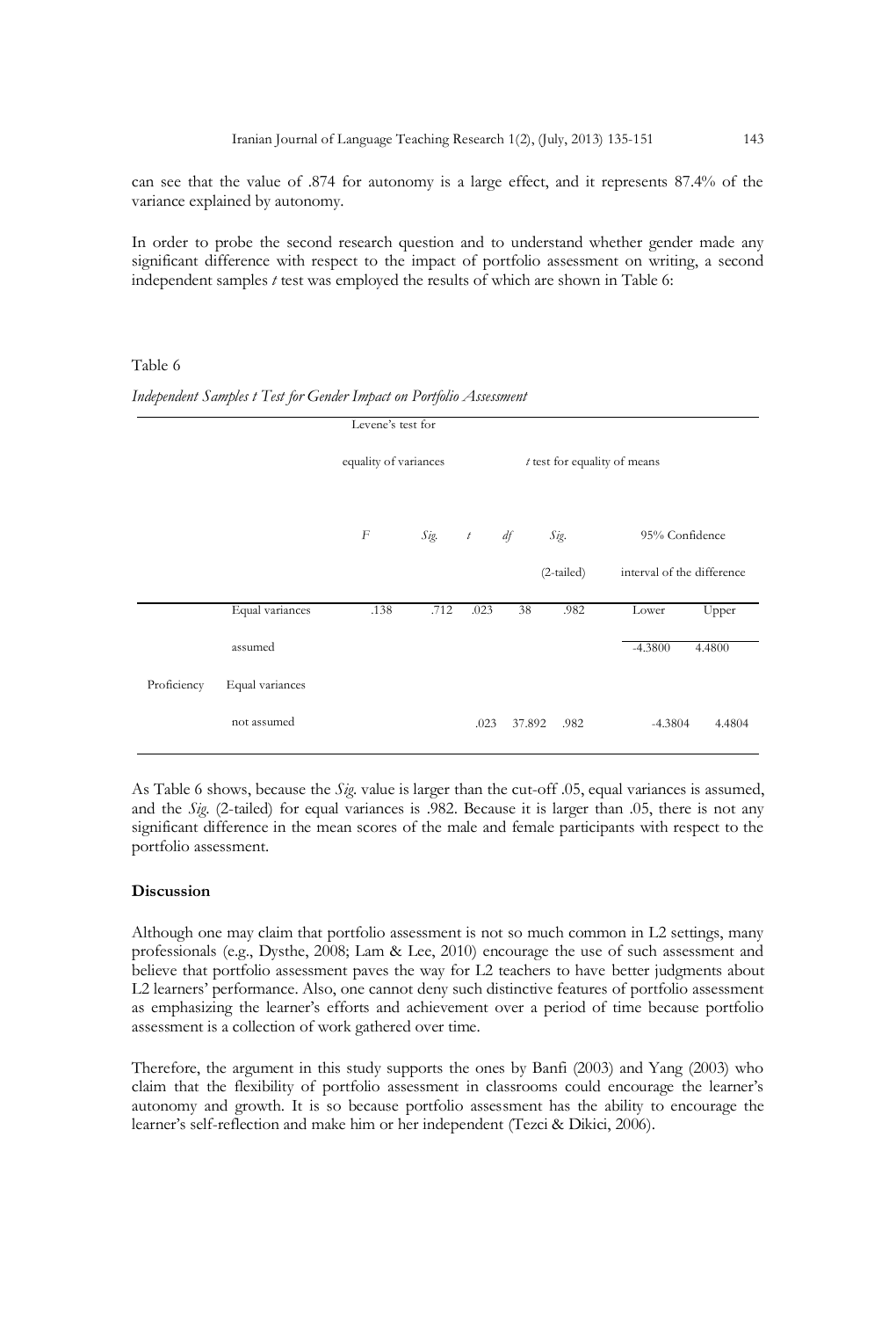can see that the value of .874 for autonomy is a large effect, and it represents 87.4% of the variance explained by autonomy.

In order to probe the second research question and to understand whether gender made any significant difference with respect to the impact of portfolio assessment on writing, a second independent samples *t* test was employed the results of which are shown in Table 6:

Table 6

*Independent Samples t Test for Gender Impact on Portfolio Assessment*

| | | Levene's test for equality of variances | | *t* test for equality of means | | | | |
|---|---|---|---|---|---|---|---|---|
| | | *F* | *Sig.* | *t* | *df* | *Sig.* (2-tailed) | 95% Confidence interval of the difference | |
| | | | | | | | Lower | Upper |
| Proficiency | Equal variances assumed | .138 | .712 | .023 | 38 | .982 | -4.3800 | 4.4800 |
| | Equal variances not assumed | | | .023 | 37.892 | .982 | -4.3804 | 4.4804 |

As Table 6 shows, because the *Sig.* value is larger than the cut-off .05, equal variances is assumed, and the *Sig.* (2-tailed) for equal variances is .982. Because it is larger than .05, there is not any significant difference in the mean scores of the male and female participants with respect to the portfolio assessment.

## Discussion

Although one may claim that portfolio assessment is not so much common in L2 settings, many professionals (e.g., Dysthe, 2008; Lam & Lee, 2010) encourage the use of such assessment and believe that portfolio assessment paves the way for L2 teachers to have better judgments about L2 learners' performance. Also, one cannot deny such distinctive features of portfolio assessment as emphasizing the learner's efforts and achievement over a period of time because portfolio assessment is a collection of work gathered over time.

Therefore, the argument in this study supports the ones by Banfi (2003) and Yang (2003) who claim that the flexibility of portfolio assessment in classrooms could encourage the learner's autonomy and growth. It is so because portfolio assessment has the ability to encourage the learner's self-reflection and make him or her independent (Tezci & Dikici, 2006).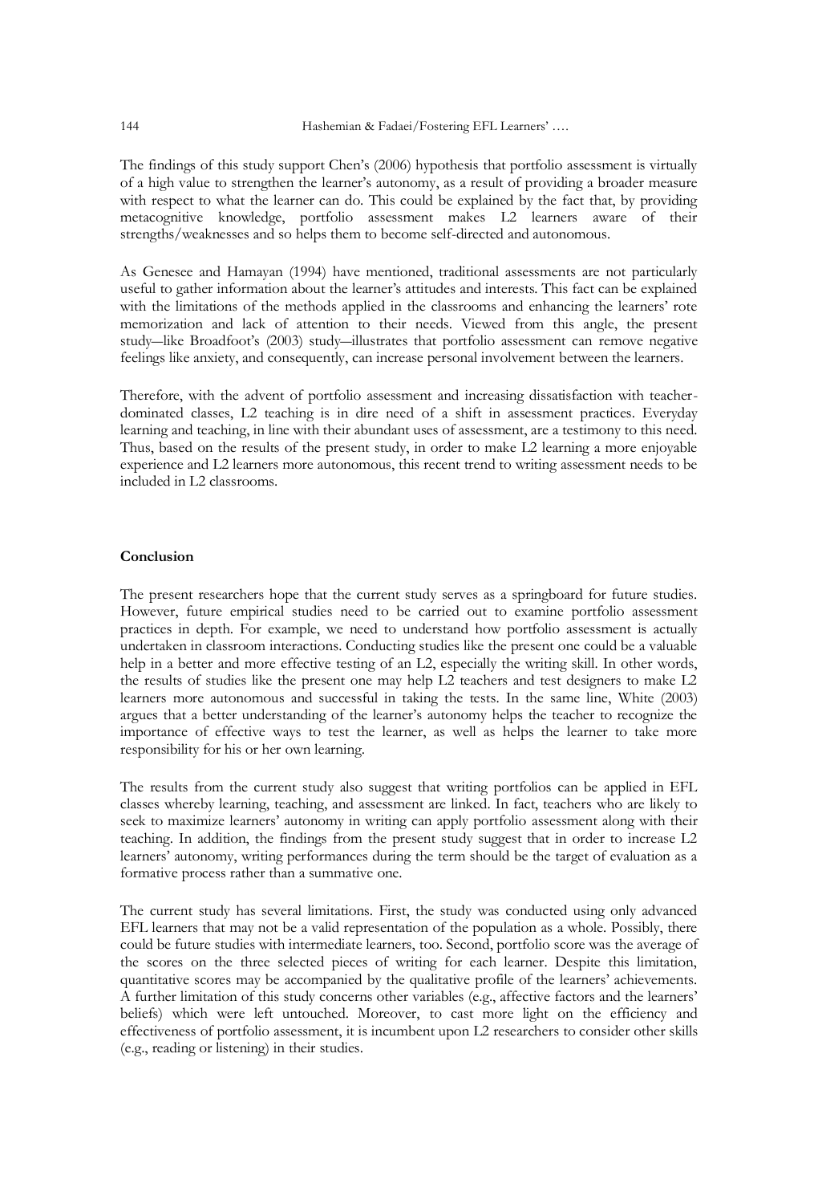The findings of this study support Chen's (2006) hypothesis that portfolio assessment is virtually of a high value to strengthen the learner's autonomy, as a result of providing a broader measure with respect to what the learner can do. This could be explained by the fact that, by providing metacognitive knowledge, portfolio assessment makes L2 learners aware of their strengths/weaknesses and so helps them to become self-directed and autonomous.

As Genesee and Hamayan (1994) have mentioned, traditional assessments are not particularly useful to gather information about the learner's attitudes and interests. This fact can be explained with the limitations of the methods applied in the classrooms and enhancing the learners' rote memorization and lack of attention to their needs. Viewed from this angle, the present study—like Broadfoot's (2003) study—illustrates that portfolio assessment can remove negative feelings like anxiety, and consequently, can increase personal involvement between the learners.

Therefore, with the advent of portfolio assessment and increasing dissatisfaction with teacher-dominated classes, L2 teaching is in dire need of a shift in assessment practices. Everyday learning and teaching, in line with their abundant uses of assessment, are a testimony to this need. Thus, based on the results of the present study, in order to make L2 learning a more enjoyable experience and L2 learners more autonomous, this recent trend to writing assessment needs to be included in L2 classrooms.

## Conclusion

The present researchers hope that the current study serves as a springboard for future studies. However, future empirical studies need to be carried out to examine portfolio assessment practices in depth. For example, we need to understand how portfolio assessment is actually undertaken in classroom interactions. Conducting studies like the present one could be a valuable help in a better and more effective testing of an L2, especially the writing skill. In other words, the results of studies like the present one may help L2 teachers and test designers to make L2 learners more autonomous and successful in taking the tests. In the same line, White (2003) argues that a better understanding of the learner's autonomy helps the teacher to recognize the importance of effective ways to test the learner, as well as helps the learner to take more responsibility for his or her own learning.

The results from the current study also suggest that writing portfolios can be applied in EFL classes whereby learning, teaching, and assessment are linked. In fact, teachers who are likely to seek to maximize learners' autonomy in writing can apply portfolio assessment along with their teaching. In addition, the findings from the present study suggest that in order to increase L2 learners' autonomy, writing performances during the term should be the target of evaluation as a formative process rather than a summative one.

The current study has several limitations. First, the study was conducted using only advanced EFL learners that may not be a valid representation of the population as a whole. Possibly, there could be future studies with intermediate learners, too. Second, portfolio score was the average of the scores on the three selected pieces of writing for each learner. Despite this limitation, quantitative scores may be accompanied by the qualitative profile of the learners' achievements. A further limitation of this study concerns other variables (e.g., affective factors and the learners' beliefs) which were left untouched. Moreover, to cast more light on the efficiency and effectiveness of portfolio assessment, it is incumbent upon L2 researchers to consider other skills (e.g., reading or listening) in their studies.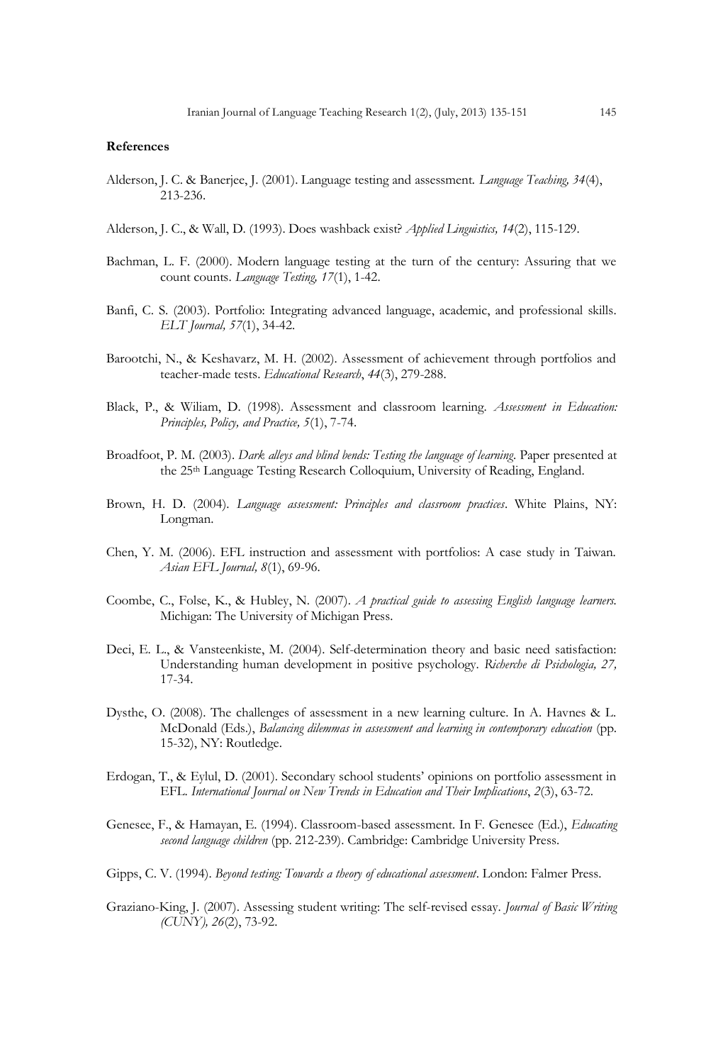**References**

Alderson, J. C. & Banerjee, J. (2001). Language testing and assessment. *Language Teaching, 34*(4), 213-236.

Alderson, J. C., & Wall, D. (1993). Does washback exist? *Applied Linguistics, 14*(2), 115-129.

Bachman, L. F. (2000). Modern language testing at the turn of the century: Assuring that we count counts. *Language Testing, 17*(1), 1-42.

Banfi, C. S. (2003). Portfolio: Integrating advanced language, academic, and professional skills. *ELT Journal, 57*(1), 34-42.

Barootchi, N., & Keshavarz, M. H. (2002). Assessment of achievement through portfolios and teacher-made tests. *Educational Research*, *44*(3), 279-288.

Black, P., & Wiliam, D. (1998). Assessment and classroom learning. *Assessment in Education: Principles, Policy, and Practice, 5*(1), 7-74.

Broadfoot, P. M. (2003). *Dark alleys and blind bends: Testing the language of learning*. Paper presented at the 25th Language Testing Research Colloquium, University of Reading, England.

Brown, H. D. (2004). *Language assessment: Principles and classroom practices*. White Plains, NY: Longman.

Chen, Y. M. (2006). EFL instruction and assessment with portfolios: A case study in Taiwan. *Asian EFL Journal, 8*(1), 69-96.

Coombe, C., Folse, K., & Hubley, N. (2007). *A practical guide to assessing English language learners.* Michigan: The University of Michigan Press.

Deci, E. L., & Vansteenkiste, M. (2004). Self-determination theory and basic need satisfaction: Understanding human development in positive psychology. *Richerche di Psichologia, 27,* 17-34.

Dysthe, O. (2008). The challenges of assessment in a new learning culture. In A. Havnes & L. McDonald (Eds.), *Balancing dilemmas in assessment and learning in contemporary education* (pp. 15-32), NY: Routledge.

Erdogan, T., & Eylul, D. (2001). Secondary school students' opinions on portfolio assessment in EFL. *International Journal on New Trends in Education and Their Implications*, *2*(3), 63-72.

Genesee, F., & Hamayan, E. (1994). Classroom-based assessment. In F. Genesee (Ed.), *Educating second language children* (pp. 212-239). Cambridge: Cambridge University Press.

Gipps, C. V. (1994). *Beyond testing: Towards a theory of educational assessment*. London: Falmer Press.

Graziano-King, J. (2007). Assessing student writing: The self-revised essay. *Journal of Basic Writing (CUNY), 26*(2), 73-92.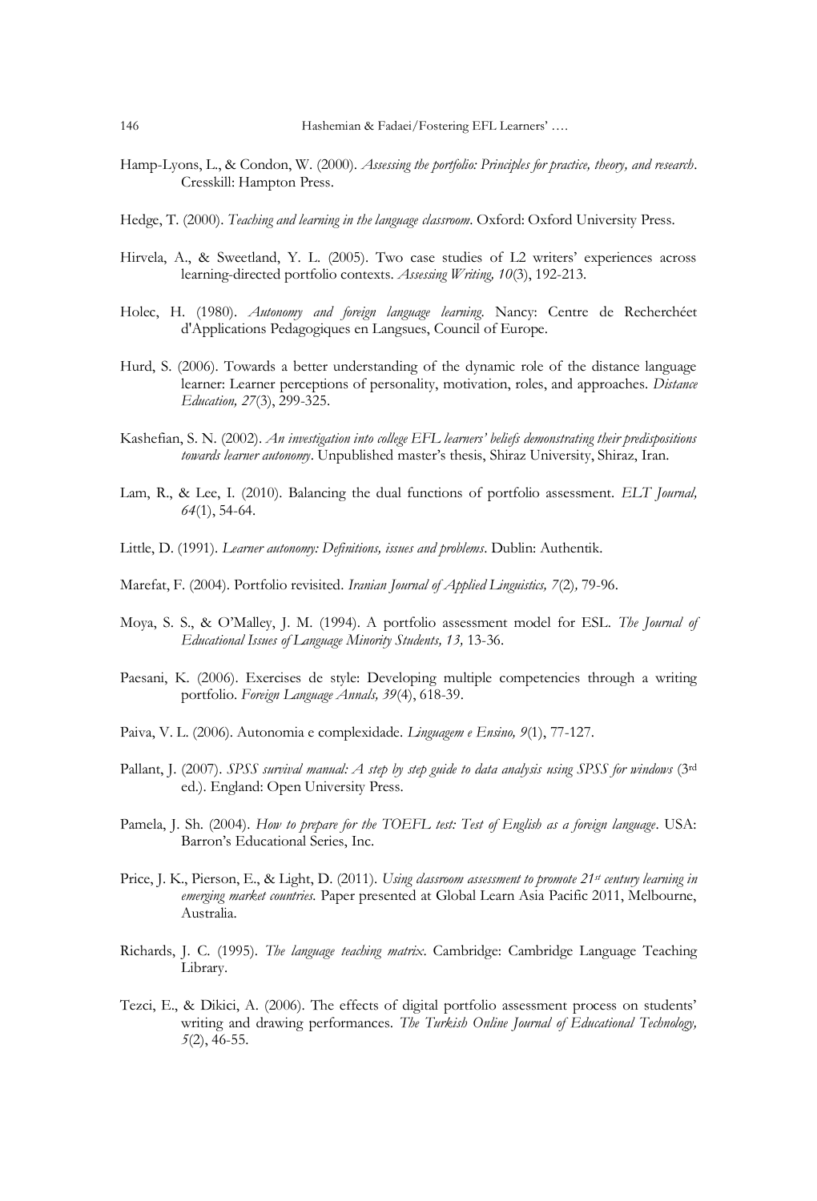Hamp-Lyons, L., & Condon, W. (2000). *Assessing the portfolio: Principles for practice, theory, and research*. Cresskill: Hampton Press.

Hedge, T. (2000). *Teaching and learning in the language classroom*. Oxford: Oxford University Press.

Hirvela, A., & Sweetland, Y. L. (2005). Two case studies of L2 writers' experiences across learning-directed portfolio contexts. *Assessing Writing, 10*(3), 192-213.

Holec, H. (1980). *Autonomy and foreign language learning.* Nancy: Centre de Recherchéet d'Applications Pedagogiques en Langsues, Council of Europe.

Hurd, S. (2006). Towards a better understanding of the dynamic role of the distance language learner: Learner perceptions of personality, motivation, roles, and approaches. *Distance Education, 27*(3), 299-325.

Kashefian, S. N. (2002). *An investigation into college EFL learners' beliefs demonstrating their predispositions towards learner autonomy*. Unpublished master's thesis, Shiraz University, Shiraz, Iran.

Lam, R., & Lee, I. (2010). Balancing the dual functions of portfolio assessment. *ELT Journal, 64*(1), 54-64.

Little, D. (1991). *Learner autonomy: Definitions, issues and problems*. Dublin: Authentik.

Marefat, F. (2004). Portfolio revisited. *Iranian Journal of Applied Linguistics, 7*(2), 79-96.

Moya, S. S., & O'Malley, J. M. (1994). A portfolio assessment model for ESL. *The Journal of Educational Issues of Language Minority Students, 13,* 13-36.

Paesani, K. (2006). Exercises de style: Developing multiple competencies through a writing portfolio. *Foreign Language Annals, 39*(4), 618-39.

Paiva, V. L. (2006). Autonomia e complexidade. *Linguagem e Ensino, 9*(1), 77-127.

Pallant, J. (2007). *SPSS survival manual: A step by step guide to data analysis using SPSS for windows* (3rd ed.). England: Open University Press.

Pamela, J. Sh. (2004). *How to prepare for the TOEFL test: Test of English as a foreign language*. USA: Barron's Educational Series, Inc.

Price, J. K., Pierson, E., & Light, D. (2011). *Using classroom assessment to promote 21st century learning in emerging market countries.* Paper presented at Global Learn Asia Pacific 2011, Melbourne, Australia.

Richards, J. C. (1995). *The language teaching matrix*. Cambridge: Cambridge Language Teaching Library.

Tezci, E., & Dikici, A. (2006). The effects of digital portfolio assessment process on students' writing and drawing performances. *The Turkish Online Journal of Educational Technology, 5*(2), 46-55.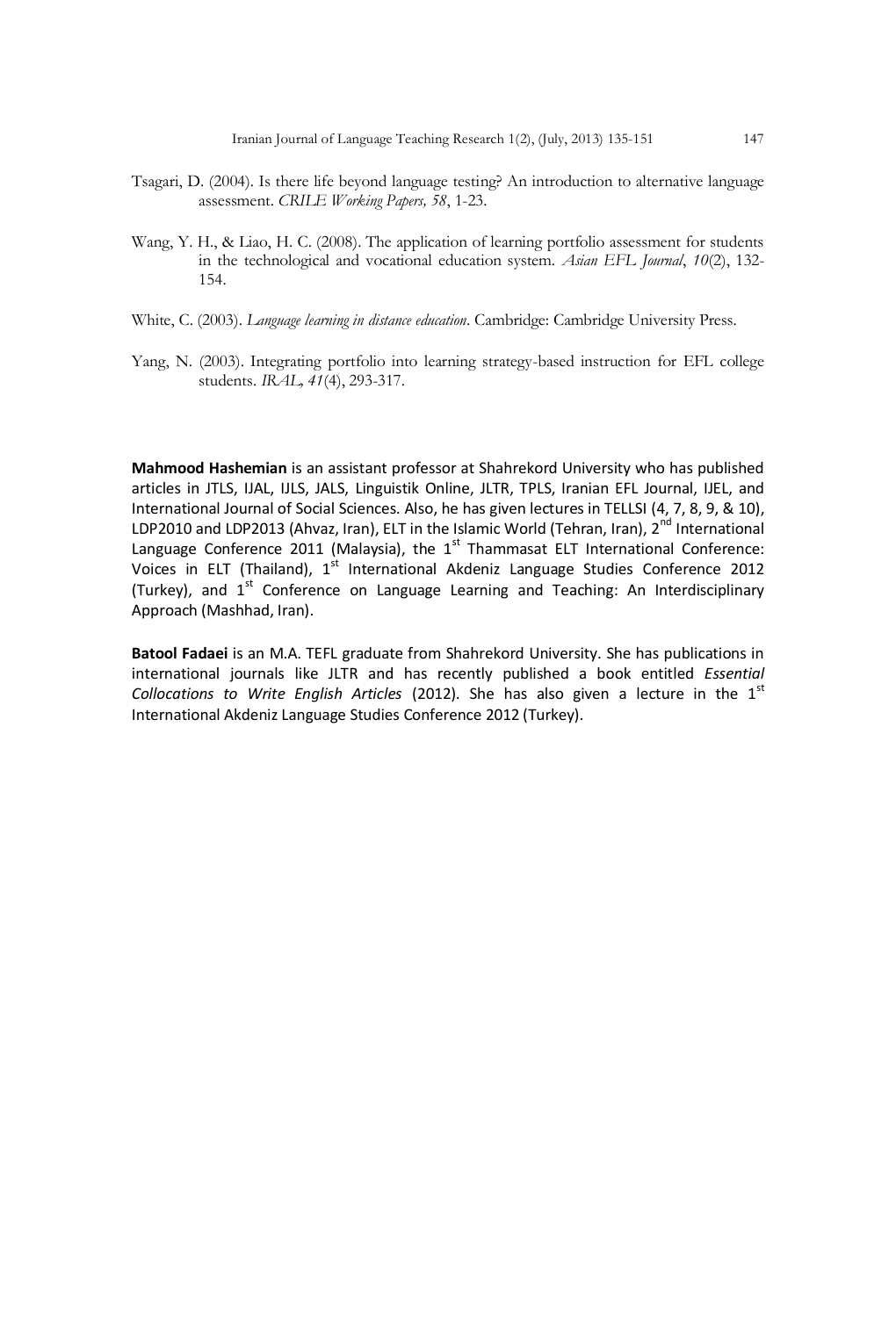Tsagari, D. (2004). Is there life beyond language testing? An introduction to alternative language assessment. *CRILE Working Papers, 58*, 1-23.

Wang, Y. H., & Liao, H. C. (2008). The application of learning portfolio assessment for students in the technological and vocational education system. *Asian EFL Journal*, *10*(2), 132-154.

White, C. (2003). *Language learning in distance education*. Cambridge: Cambridge University Press.

Yang, N. (2003). Integrating portfolio into learning strategy-based instruction for EFL college students. *IRAL, 41*(4), 293-317.

**Mahmood Hashemian** is an assistant professor at Shahrekord University who has published articles in JTLS, IJAL, IJLS, JALS, Linguistik Online, JLTR, TPLS, Iranian EFL Journal, IJEL, and International Journal of Social Sciences. Also, he has given lectures in TELLSI (4, 7, 8, 9, & 10), LDP2010 and LDP2013 (Ahvaz, Iran), ELT in the Islamic World (Tehran, Iran), 2nd International Language Conference 2011 (Malaysia), the 1st Thammasat ELT International Conference: Voices in ELT (Thailand), 1st International Akdeniz Language Studies Conference 2012 (Turkey), and 1st Conference on Language Learning and Teaching: An Interdisciplinary Approach (Mashhad, Iran).

**Batool Fadaei** is an M.A. TEFL graduate from Shahrekord University. She has publications in international journals like JLTR and has recently published a book entitled *Essential Collocations to Write English Articles* (2012). She has also given a lecture in the 1st International Akdeniz Language Studies Conference 2012 (Turkey).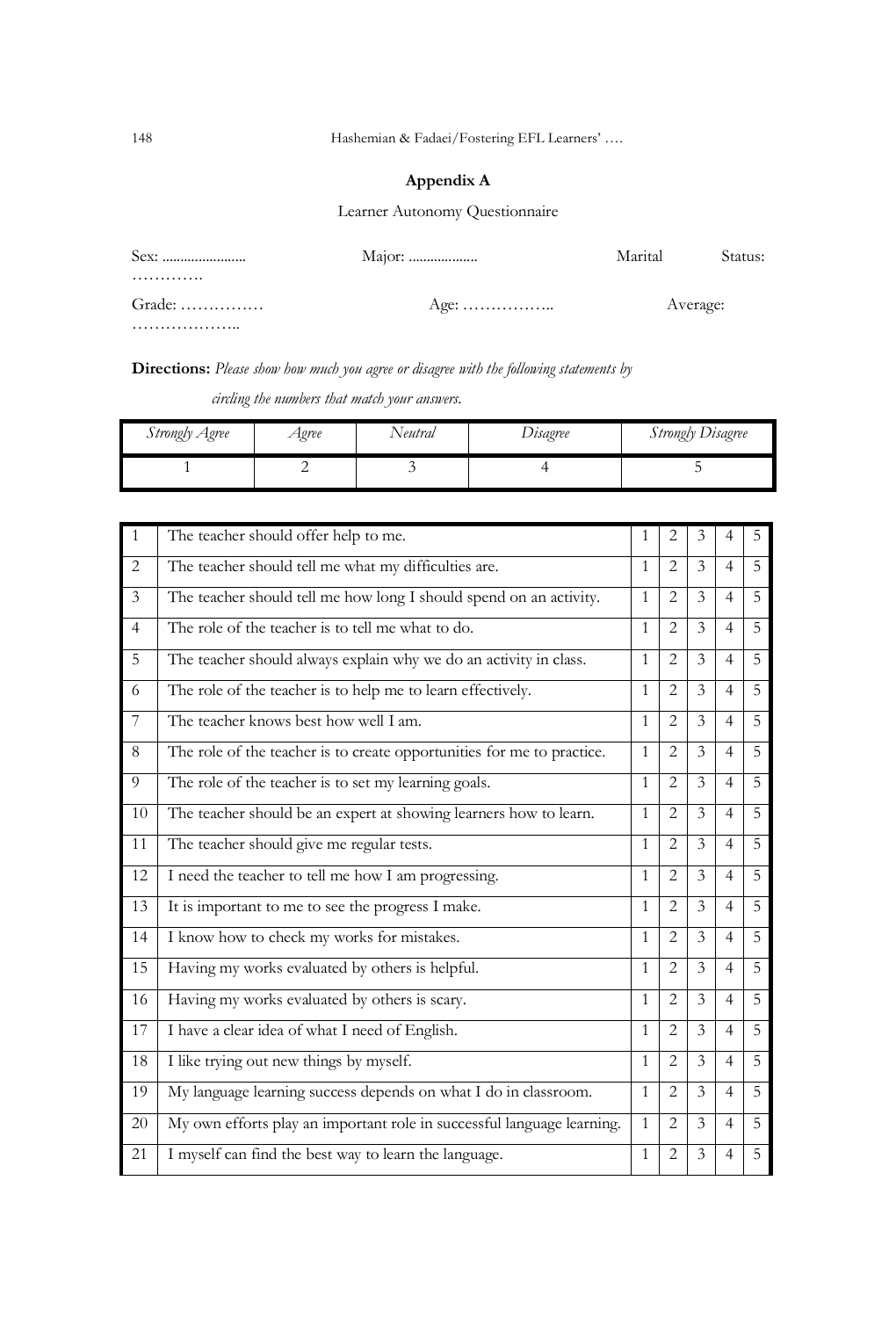## Appendix A

Learner Autonomy Questionnaire

Sex: ....................... Major: ................... Marital Status: ………….

Grade: …………… Age: …………….. Average: ………………..

**Directions:** *Please show how much you agree or disagree with the following statements by circling the numbers that match your answers.*

| *Strongly Agree* | *Agree* | *Neutral* | *Disagree* | *Strongly Disagree* |
|---|---|---|---|---|
| 1 | 2 | 3 | 4 | 5 |

| | | | | | | |
|---|---|---|---|---|---|---|
| 1 | The teacher should offer help to me. | 1 | 2 | 3 | 4 | 5 |
| 2 | The teacher should tell me what my difficulties are. | 1 | 2 | 3 | 4 | 5 |
| 3 | The teacher should tell me how long I should spend on an activity. | 1 | 2 | 3 | 4 | 5 |
| 4 | The role of the teacher is to tell me what to do. | 1 | 2 | 3 | 4 | 5 |
| 5 | The teacher should always explain why we do an activity in class. | 1 | 2 | 3 | 4 | 5 |
| 6 | The role of the teacher is to help me to learn effectively. | 1 | 2 | 3 | 4 | 5 |
| 7 | The teacher knows best how well I am. | 1 | 2 | 3 | 4 | 5 |
| 8 | The role of the teacher is to create opportunities for me to practice. | 1 | 2 | 3 | 4 | 5 |
| 9 | The role of the teacher is to set my learning goals. | 1 | 2 | 3 | 4 | 5 |
| 10 | The teacher should be an expert at showing learners how to learn. | 1 | 2 | 3 | 4 | 5 |
| 11 | The teacher should give me regular tests. | 1 | 2 | 3 | 4 | 5 |
| 12 | I need the teacher to tell me how I am progressing. | 1 | 2 | 3 | 4 | 5 |
| 13 | It is important to me to see the progress I make. | 1 | 2 | 3 | 4 | 5 |
| 14 | I know how to check my works for mistakes. | 1 | 2 | 3 | 4 | 5 |
| 15 | Having my works evaluated by others is helpful. | 1 | 2 | 3 | 4 | 5 |
| 16 | Having my works evaluated by others is scary. | 1 | 2 | 3 | 4 | 5 |
| 17 | I have a clear idea of what I need of English. | 1 | 2 | 3 | 4 | 5 |
| 18 | I like trying out new things by myself. | 1 | 2 | 3 | 4 | 5 |
| 19 | My language learning success depends on what I do in classroom. | 1 | 2 | 3 | 4 | 5 |
| 20 | My own efforts play an important role in successful language learning. | 1 | 2 | 3 | 4 | 5 |
| 21 | I myself can find the best way to learn the language. | 1 | 2 | 3 | 4 | 5 |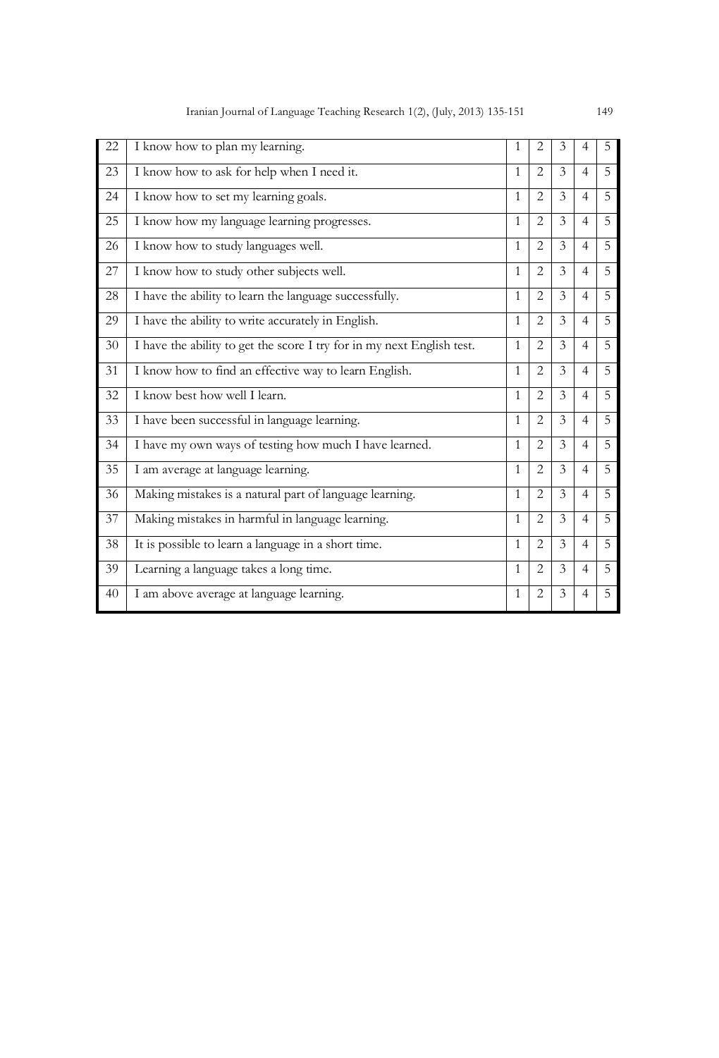| | | | | | | |
|---|---|---|---|---|---|---|
| 22 | I know how to plan my learning. | 1 | 2 | 3 | 4 | 5 |
| 23 | I know how to ask for help when I need it. | 1 | 2 | 3 | 4 | 5 |
| 24 | I know how to set my learning goals. | 1 | 2 | 3 | 4 | 5 |
| 25 | I know how my language learning progresses. | 1 | 2 | 3 | 4 | 5 |
| 26 | I know how to study languages well. | 1 | 2 | 3 | 4 | 5 |
| 27 | I know how to study other subjects well. | 1 | 2 | 3 | 4 | 5 |
| 28 | I have the ability to learn the language successfully. | 1 | 2 | 3 | 4 | 5 |
| 29 | I have the ability to write accurately in English. | 1 | 2 | 3 | 4 | 5 |
| 30 | I have the ability to get the score I try for in my next English test. | 1 | 2 | 3 | 4 | 5 |
| 31 | I know how to find an effective way to learn English. | 1 | 2 | 3 | 4 | 5 |
| 32 | I know best how well I learn. | 1 | 2 | 3 | 4 | 5 |
| 33 | I have been successful in language learning. | 1 | 2 | 3 | 4 | 5 |
| 34 | I have my own ways of testing how much I have learned. | 1 | 2 | 3 | 4 | 5 |
| 35 | I am average at language learning. | 1 | 2 | 3 | 4 | 5 |
| 36 | Making mistakes is a natural part of language learning. | 1 | 2 | 3 | 4 | 5 |
| 37 | Making mistakes in harmful in language learning. | 1 | 2 | 3 | 4 | 5 |
| 38 | It is possible to learn a language in a short time. | 1 | 2 | 3 | 4 | 5 |
| 39 | Learning a language takes a long time. | 1 | 2 | 3 | 4 | 5 |
| 40 | I am above average at language learning. | 1 | 2 | 3 | 4 | 5 |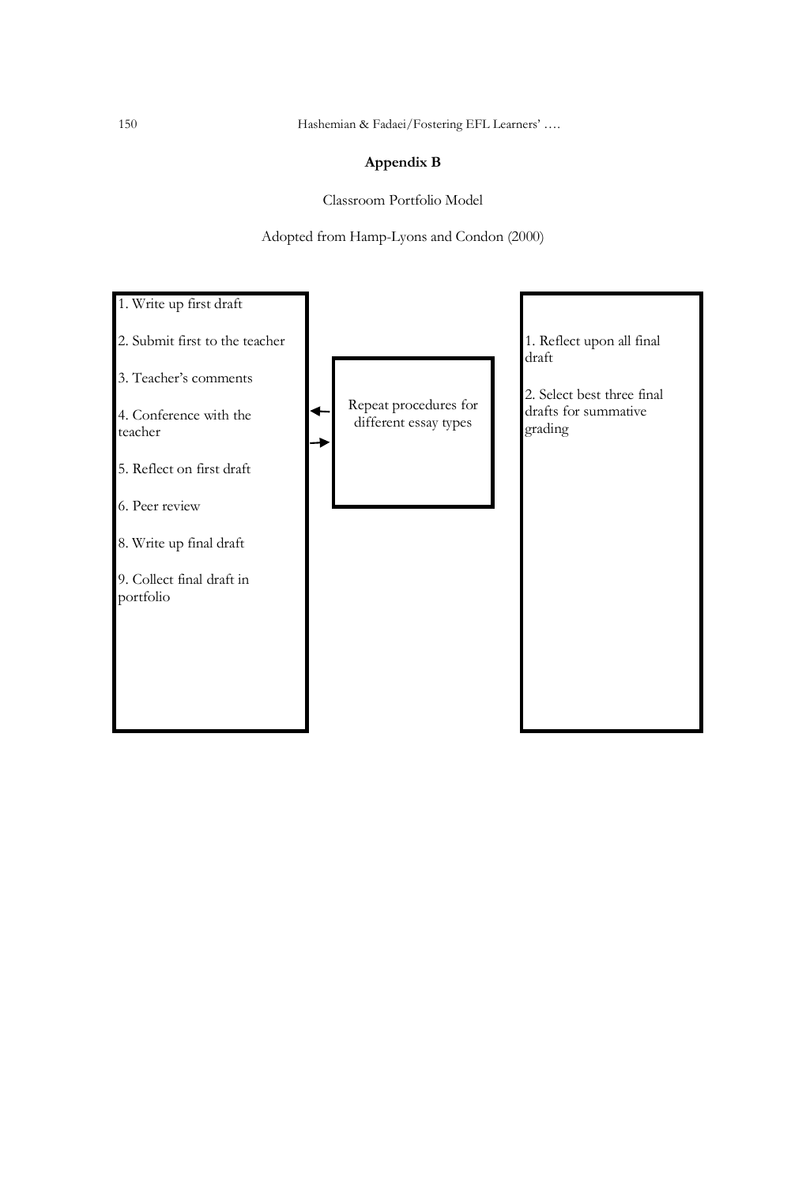## Appendix B

Classroom Portfolio Model

Adopted from Hamp-Lyons and Condon (2000)

1. Write up first draft
2. Submit first to the teacher
3. Teacher's comments
4. Conference with the teacher
5. Reflect on first draft
6. Peer review
8. Write up final draft
9. Collect final draft in portfolio

Repeat procedures for different essay types

1. Reflect upon all final draft
2. Select best three final drafts for summative grading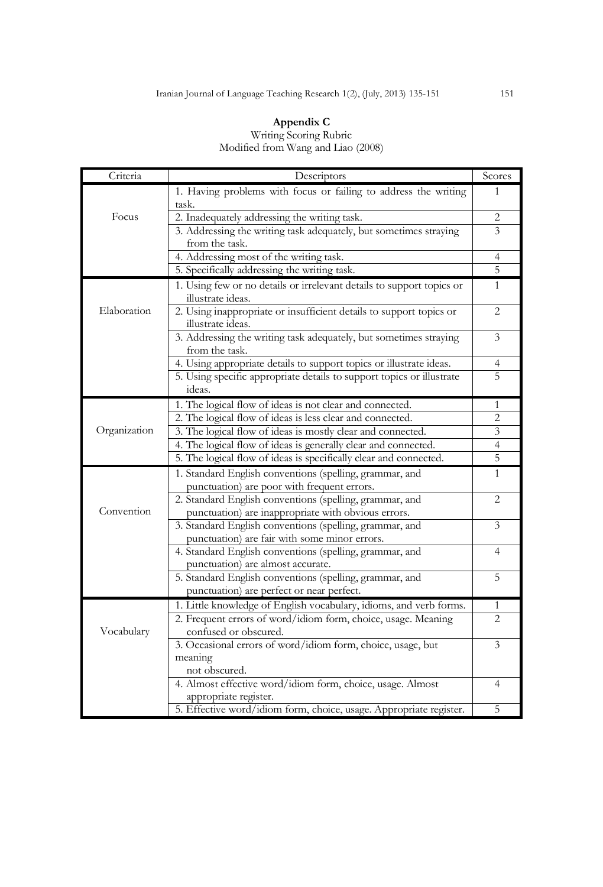**Appendix C**

Writing Scoring Rubric
Modified from Wang and Liao (2008)

| Criteria | Descriptors | Scores |
|---|---|---|
| Focus | 1. Having problems with focus or failing to address the writing task. | 1 |
| | 2. Inadequately addressing the writing task. | 2 |
| | 3. Addressing the writing task adequately, but sometimes straying from the task. | 3 |
| | 4. Addressing most of the writing task. | 4 |
| | 5. Specifically addressing the writing task. | 5 |
| Elaboration | 1. Using few or no details or irrelevant details to support topics or illustrate ideas. | 1 |
| | 2. Using inappropriate or insufficient details to support topics or illustrate ideas. | 2 |
| | 3. Addressing the writing task adequately, but sometimes straying from the task. | 3 |
| | 4. Using appropriate details to support topics or illustrate ideas. | 4 |
| | 5. Using specific appropriate details to support topics or illustrate ideas. | 5 |
| Organization | 1. The logical flow of ideas is not clear and connected. | 1 |
| | 2. The logical flow of ideas is less clear and connected. | 2 |
| | 3. The logical flow of ideas is mostly clear and connected. | 3 |
| | 4. The logical flow of ideas is generally clear and connected. | 4 |
| | 5. The logical flow of ideas is specifically clear and connected. | 5 |
| Convention | 1. Standard English conventions (spelling, grammar, and punctuation) are poor with frequent errors. | 1 |
| | 2. Standard English conventions (spelling, grammar, and punctuation) are inappropriate with obvious errors. | 2 |
| | 3. Standard English conventions (spelling, grammar, and punctuation) are fair with some minor errors. | 3 |
| | 4. Standard English conventions (spelling, grammar, and punctuation) are almost accurate. | 4 |
| | 5. Standard English conventions (spelling, grammar, and punctuation) are perfect or near perfect. | 5 |
| Vocabulary | 1. Little knowledge of English vocabulary, idioms, and verb forms. | 1 |
| | 2. Frequent errors of word/idiom form, choice, usage. Meaning confused or obscured. | 2 |
| | 3. Occasional errors of word/idiom form, choice, usage, but meaning not obscured. | 3 |
| | 4. Almost effective word/idiom form, choice, usage. Almost appropriate register. | 4 |
| | 5. Effective word/idiom form, choice, usage. Appropriate register. | 5 |